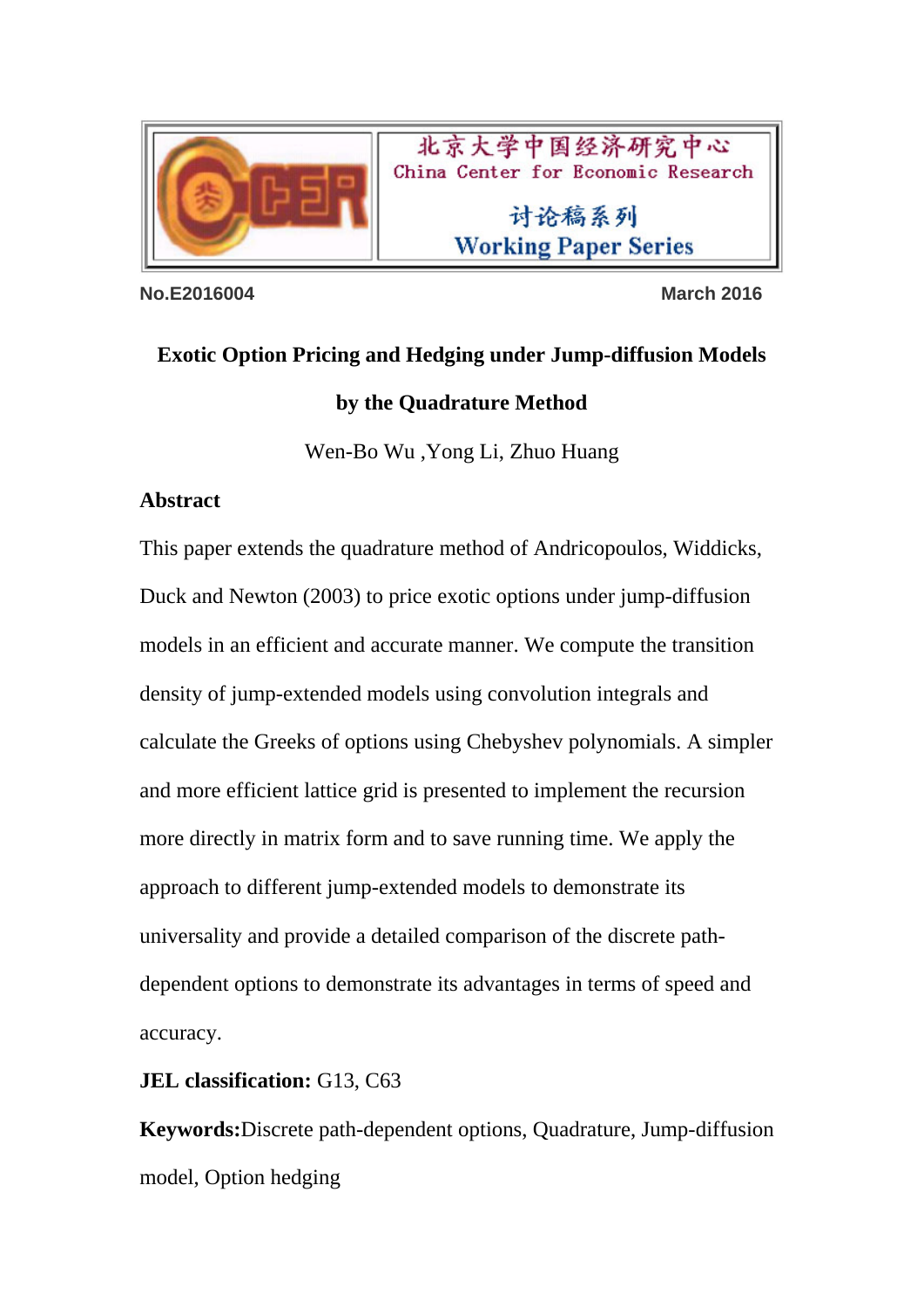北京大学中国经济研究中心
China Center for Economic Research

讨论稿系列
Working Paper Series

No.E2016004 March 2016

# Exotic Option Pricing and Hedging under Jump-diffusion Models by the Quadrature Method

Wen-Bo Wu ,Yong Li, Zhuo Huang

## Abstract

This paper extends the quadrature method of Andricopoulos, Widdicks, Duck and Newton (2003) to price exotic options under jump-diffusion models in an efficient and accurate manner. We compute the transition density of jump-extended models using convolution integrals and calculate the Greeks of options using Chebyshev polynomials. A simpler and more efficient lattice grid is presented to implement the recursion more directly in matrix form and to save running time. We apply the approach to different jump-extended models to demonstrate its universality and provide a detailed comparison of the discrete path-dependent options to demonstrate its advantages in terms of speed and accuracy.

**JEL classification:** G13, C63

**Keywords:**Discrete path-dependent options, Quadrature, Jump-diffusion model, Option hedging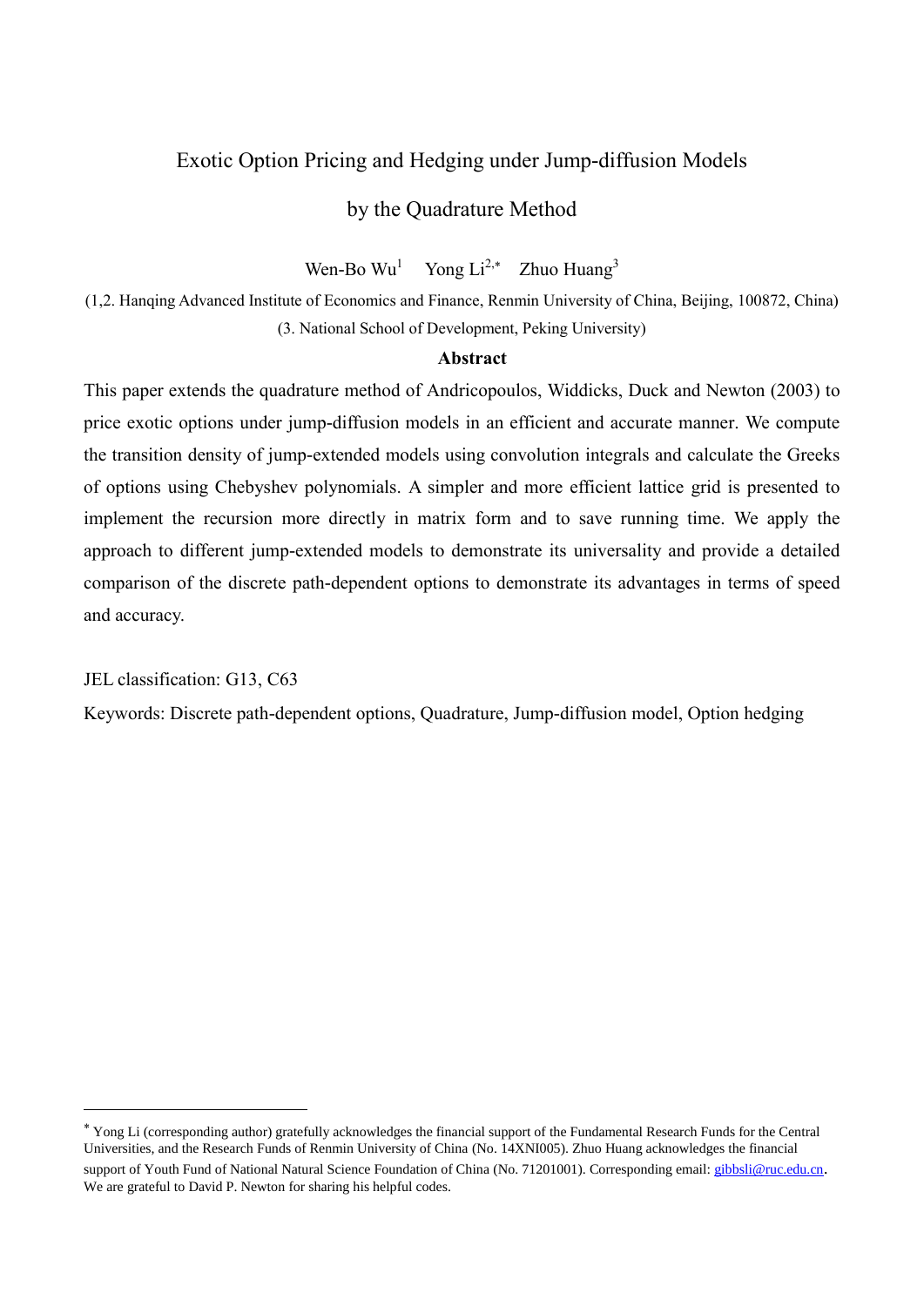# Exotic Option Pricing and Hedging under Jump-diffusion Models by the Quadrature Method

Wen-Bo Wu[1] Yong Li[2,*] Zhuo Huang[3]

(1,2. Hanqing Advanced Institute of Economics and Finance, Renmin University of China, Beijing, 100872, China)

(3. National School of Development, Peking University)

**Abstract**

This paper extends the quadrature method of Andricopoulos, Widdicks, Duck and Newton (2003) to price exotic options under jump-diffusion models in an efficient and accurate manner. We compute the transition density of jump-extended models using convolution integrals and calculate the Greeks of options using Chebyshev polynomials. A simpler and more efficient lattice grid is presented to implement the recursion more directly in matrix form and to save running time. We apply the approach to different jump-extended models to demonstrate its universality and provide a detailed comparison of the discrete path-dependent options to demonstrate its advantages in terms of speed and accuracy.

JEL classification: G13, C63

Keywords: Discrete path-dependent options, Quadrature, Jump-diffusion model, Option hedging

---

* Yong Li (corresponding author) gratefully acknowledges the financial support of the Fundamental Research Funds for the Central Universities, and the Research Funds of Renmin University of China (No. 14XNI005). Zhuo Huang acknowledges the financial support of Youth Fund of National Natural Science Foundation of China (No. 71201001). Corresponding email: gibbsli@ruc.edu.cn. We are grateful to David P. Newton for sharing his helpful codes.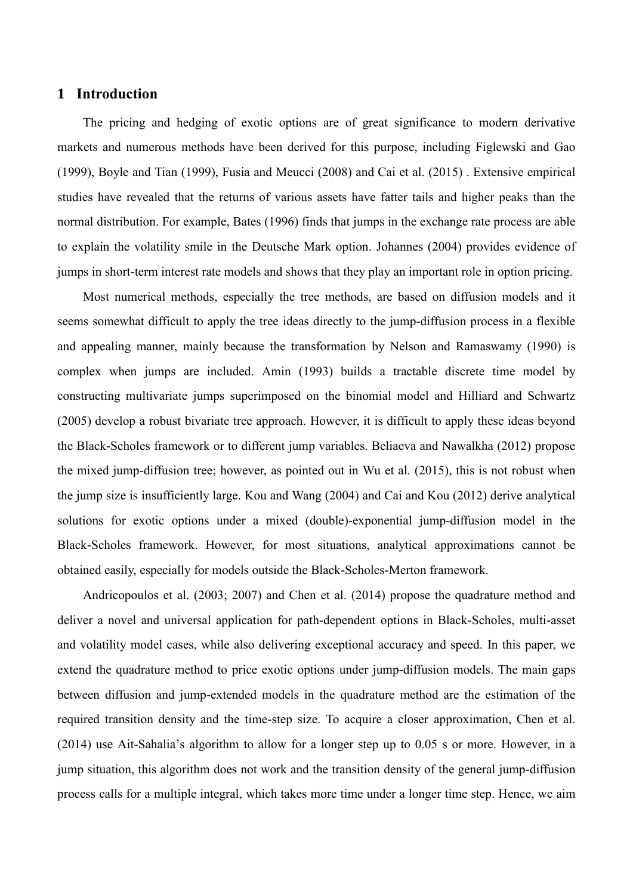# 1 Introduction

The pricing and hedging of exotic options are of great significance to modern derivative markets and numerous methods have been derived for this purpose, including Figlewski and Gao (1999), Boyle and Tian (1999), Fusia and Meucci (2008) and Cai et al. (2015) . Extensive empirical studies have revealed that the returns of various assets have fatter tails and higher peaks than the normal distribution. For example, Bates (1996) finds that jumps in the exchange rate process are able to explain the volatility smile in the Deutsche Mark option. Johannes (2004) provides evidence of jumps in short-term interest rate models and shows that they play an important role in option pricing.

Most numerical methods, especially the tree methods, are based on diffusion models and it seems somewhat difficult to apply the tree ideas directly to the jump-diffusion process in a flexible and appealing manner, mainly because the transformation by Nelson and Ramaswamy (1990) is complex when jumps are included. Amin (1993) builds a tractable discrete time model by constructing multivariate jumps superimposed on the binomial model and Hilliard and Schwartz (2005) develop a robust bivariate tree approach. However, it is difficult to apply these ideas beyond the Black-Scholes framework or to different jump variables. Beliaeva and Nawalkha (2012) propose the mixed jump-diffusion tree; however, as pointed out in Wu et al. (2015), this is not robust when the jump size is insufficiently large. Kou and Wang (2004) and Cai and Kou (2012) derive analytical solutions for exotic options under a mixed (double)-exponential jump-diffusion model in the Black-Scholes framework. However, for most situations, analytical approximations cannot be obtained easily, especially for models outside the Black-Scholes-Merton framework.

Andricopoulos et al. (2003; 2007) and Chen et al. (2014) propose the quadrature method and deliver a novel and universal application for path-dependent options in Black-Scholes, multi-asset and volatility model cases, while also delivering exceptional accuracy and speed. In this paper, we extend the quadrature method to price exotic options under jump-diffusion models. The main gaps between diffusion and jump-extended models in the quadrature method are the estimation of the required transition density and the time-step size. To acquire a closer approximation, Chen et al. (2014) use Ait-Sahalia's algorithm to allow for a longer step up to 0.05 s or more. However, in a jump situation, this algorithm does not work and the transition density of the general jump-diffusion process calls for a multiple integral, which takes more time under a longer time step. Hence, we aim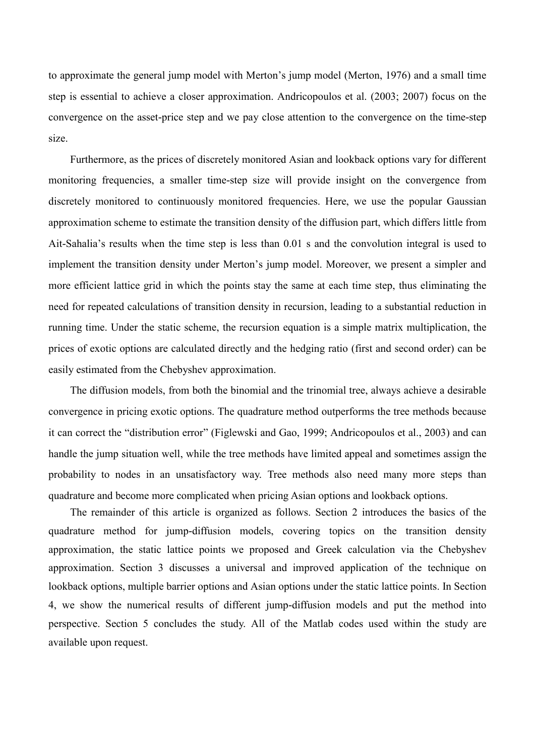to approximate the general jump model with Merton's jump model (Merton, 1976) and a small time step is essential to achieve a closer approximation. Andricopoulos et al. (2003; 2007) focus on the convergence on the asset-price step and we pay close attention to the convergence on the time-step size.

Furthermore, as the prices of discretely monitored Asian and lookback options vary for different monitoring frequencies, a smaller time-step size will provide insight on the convergence from discretely monitored to continuously monitored frequencies. Here, we use the popular Gaussian approximation scheme to estimate the transition density of the diffusion part, which differs little from Ait-Sahalia's results when the time step is less than 0.01 s and the convolution integral is used to implement the transition density under Merton's jump model. Moreover, we present a simpler and more efficient lattice grid in which the points stay the same at each time step, thus eliminating the need for repeated calculations of transition density in recursion, leading to a substantial reduction in running time. Under the static scheme, the recursion equation is a simple matrix multiplication, the prices of exotic options are calculated directly and the hedging ratio (first and second order) can be easily estimated from the Chebyshev approximation.

The diffusion models, from both the binomial and the trinomial tree, always achieve a desirable convergence in pricing exotic options. The quadrature method outperforms the tree methods because it can correct the "distribution error" (Figlewski and Gao, 1999; Andricopoulos et al., 2003) and can handle the jump situation well, while the tree methods have limited appeal and sometimes assign the probability to nodes in an unsatisfactory way. Tree methods also need many more steps than quadrature and become more complicated when pricing Asian options and lookback options.

The remainder of this article is organized as follows. Section 2 introduces the basics of the quadrature method for jump-diffusion models, covering topics on the transition density approximation, the static lattice points we proposed and Greek calculation via the Chebyshev approximation. Section 3 discusses a universal and improved application of the technique on lookback options, multiple barrier options and Asian options under the static lattice points. In Section 4, we show the numerical results of different jump-diffusion models and put the method into perspective. Section 5 concludes the study. All of the Matlab codes used within the study are available upon request.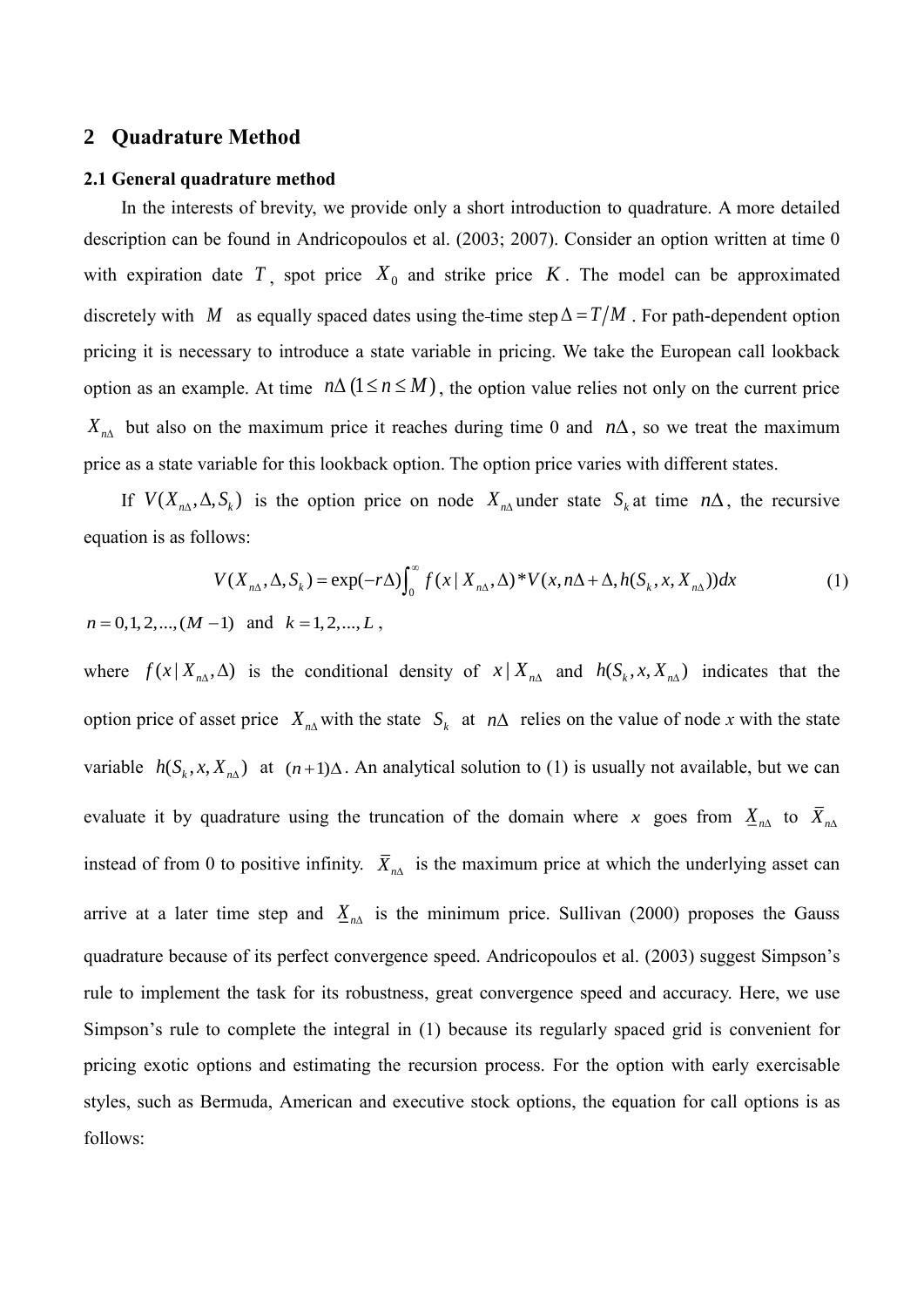## 2 Quadrature Method

### 2.1 General quadrature method

In the interests of brevity, we provide only a short introduction to quadrature. A more detailed description can be found in Andricopoulos et al. (2003; 2007). Consider an option written at time 0 with expiration date $T$, spot price $X_0$ and strike price $K$. The model can be approximated discretely with $M$ as equally spaced dates using the time step $\Delta = T/M$. For path-dependent option pricing it is necessary to introduce a state variable in pricing. We take the European call lookback option as an example. At time $n\Delta\,(1 \le n \le M)$, the option value relies not only on the current price $X_{n\Delta}$ but also on the maximum price it reaches during time 0 and $n\Delta$, so we treat the maximum price as a state variable for this lookback option. The option price varies with different states.

If $V(X_{n\Delta}, \Delta, S_k)$ is the option price on node $X_{n\Delta}$ under state $S_k$ at time $n\Delta$, the recursive equation is as follows:

$$V(X_{n\Delta}, \Delta, S_k) = \exp(-r\Delta)\int_0^{\infty} f(x \mid X_{n\Delta}, \Delta) * V(x, n\Delta + \Delta, h(S_k, x, X_{n\Delta}))dx \tag{1}$$

$n = 0, 1, 2, ..., (M-1)$ and $k = 1, 2, ..., L$,

where $f(x \mid X_{n\Delta}, \Delta)$ is the conditional density of $x \mid X_{n\Delta}$ and $h(S_k, x, X_{n\Delta})$ indicates that the option price of asset price $X_{n\Delta}$ with the state $S_k$ at $n\Delta$ relies on the value of node $x$ with the state variable $h(S_k, x, X_{n\Delta})$ at $(n+1)\Delta$. An analytical solution to (1) is usually not available, but we can evaluate it by quadrature using the truncation of the domain where $x$ goes from $\underline{X}_{n\Delta}$ to $\overline{X}_{n\Delta}$ instead of from 0 to positive infinity. $\overline{X}_{n\Delta}$ is the maximum price at which the underlying asset can arrive at a later time step and $\underline{X}_{n\Delta}$ is the minimum price. Sullivan (2000) proposes the Gauss quadrature because of its perfect convergence speed. Andricopoulos et al. (2003) suggest Simpson's rule to implement the task for its robustness, great convergence speed and accuracy. Here, we use Simpson's rule to complete the integral in (1) because its regularly spaced grid is convenient for pricing exotic options and estimating the recursion process. For the option with early exercisable styles, such as Bermuda, American and executive stock options, the equation for call options is as follows: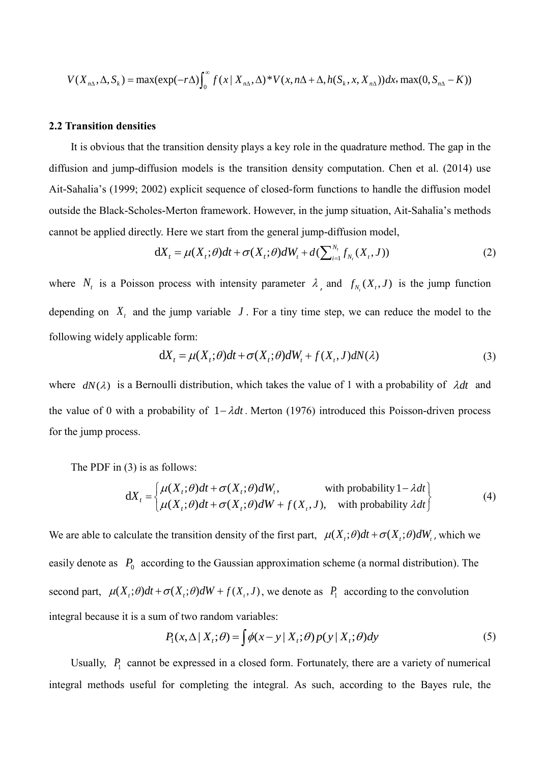$$V(X_{n\Delta}, \Delta, S_k) = \max(\exp(-r\Delta)\int_0^{\infty} f(x \mid X_{n\Delta}, \Delta) * V(x, n\Delta + \Delta, h(S_k, x, X_{n\Delta}))dx, \max(0, S_{n\Delta} - K))$$

### 2.2 Transition densities

It is obvious that the transition density plays a key role in the quadrature method. The gap in the diffusion and jump-diffusion models is the transition density computation. Chen et al. (2014) use Ait-Sahalia's (1999; 2002) explicit sequence of closed-form functions to handle the diffusion model outside the Black-Scholes-Merton framework. However, in the jump situation, Ait-Sahalia's methods cannot be applied directly. Here we start from the general jump-diffusion model,

$$\mathrm{d}X_t = \mu(X_t;\theta)dt + \sigma(X_t;\theta)dW_t + d(\sum_{i=1}^{N_t} f_{N_t}(X_t, J)) \tag{2}$$

where $N_t$ is a Poisson process with intensity parameter $\lambda$, and $f_{N_t}(X_t, J)$ is the jump function depending on $X_t$ and the jump variable $J$. For a tiny time step, we can reduce the model to the following widely applicable form:

$$\mathrm{d}X_t = \mu(X_t;\theta)dt + \sigma(X_t;\theta)dW_t + f(X_t, J)dN(\lambda) \tag{3}$$

where $dN(\lambda)$ is a Bernoulli distribution, which takes the value of 1 with a probability of $\lambda dt$ and the value of 0 with a probability of $1-\lambda dt$. Merton (1976) introduced this Poisson-driven process for the jump process.

The PDF in (3) is as follows:

$$\mathrm{d}X_t = \begin{cases} \mu(X_t;\theta)dt + \sigma(X_t;\theta)dW_t, & \text{with probability } 1-\lambda dt \\ \mu(X_t;\theta)dt + \sigma(X_t;\theta)dW + f(X_t, J), & \text{with probability } \lambda dt \end{cases} \tag{4}$$

We are able to calculate the transition density of the first part, $\mu(X_t;\theta)dt + \sigma(X_t;\theta)dW_t$, which we easily denote as $P_0$ according to the Gaussian approximation scheme (a normal distribution). The second part, $\mu(X_t;\theta)dt + \sigma(X_t;\theta)dW + f(X_t, J)$, we denote as $P_1$ according to the convolution integral because it is a sum of two random variables:

$$P_1(x, \Delta \mid X_t;\theta) = \int \phi(x-y \mid X_t;\theta)\, p(y \mid X_t;\theta)dy \tag{5}$$

Usually, $P_1$ cannot be expressed in a closed form. Fortunately, there are a variety of numerical integral methods useful for completing the integral. As such, according to the Bayes rule, the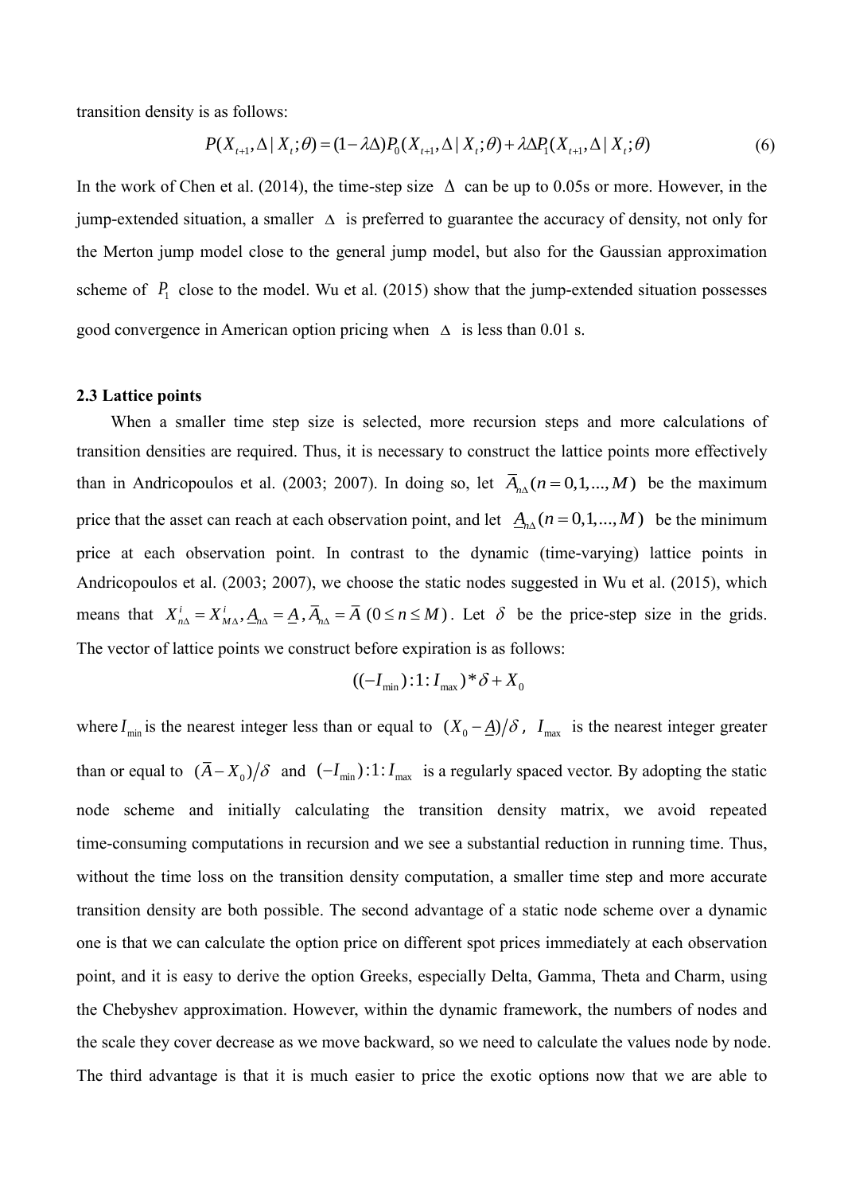transition density is as follows:

$$P(X_{t+1},\Delta \mid X_t;\theta) = (1-\lambda\Delta)P_0(X_{t+1},\Delta \mid X_t;\theta) + \lambda\Delta P_1(X_{t+1},\Delta \mid X_t;\theta) \tag{6}$$

In the work of Chen et al. (2014), the time-step size $\Delta$ can be up to 0.05s or more. However, in the jump-extended situation, a smaller $\Delta$ is preferred to guarantee the accuracy of density, not only for the Merton jump model close to the general jump model, but also for the Gaussian approximation scheme of $P_1$ close to the model. Wu et al. (2015) show that the jump-extended situation possesses good convergence in American option pricing when $\Delta$ is less than 0.01 s.

### 2.3 Lattice points

When a smaller time step size is selected, more recursion steps and more calculations of transition densities are required. Thus, it is necessary to construct the lattice points more effectively than in Andricopoulos et al. (2003; 2007). In doing so, let $\overline{A}_{n\Delta}(n=0,1,...,M)$ be the maximum price that the asset can reach at each observation point, and let $\underline{A}_{n\Delta}(n=0,1,...,M)$ be the minimum price at each observation point. In contrast to the dynamic (time-varying) lattice points in Andricopoulos et al. (2003; 2007), we choose the static nodes suggested in Wu et al. (2015), which means that $X^i_{n\Delta} = X^i_{M\Delta}, \underline{A}_{n\Delta} = \underline{A}, \overline{A}_{n\Delta} = \overline{A}\ (0 \le n \le M)$. Let $\delta$ be the price-step size in the grids. The vector of lattice points we construct before expiration is as follows:

$$((-I_{\min}):1:I_{\max})*\delta + X_0$$

where $I_{\min}$ is the nearest integer less than or equal to $(X_0 - \underline{A})/\delta$, $I_{\max}$ is the nearest integer greater than or equal to $(\overline{A} - X_0)/\delta$ and $(-I_{\min}):1:I_{\max}$ is a regularly spaced vector. By adopting the static node scheme and initially calculating the transition density matrix, we avoid repeated time-consuming computations in recursion and we see a substantial reduction in running time. Thus, without the time loss on the transition density computation, a smaller time step and more accurate transition density are both possible. The second advantage of a static node scheme over a dynamic one is that we can calculate the option price on different spot prices immediately at each observation point, and it is easy to derive the option Greeks, especially Delta, Gamma, Theta and Charm, using the Chebyshev approximation. However, within the dynamic framework, the numbers of nodes and the scale they cover decrease as we move backward, so we need to calculate the values node by node. The third advantage is that it is much easier to price the exotic options now that we are able to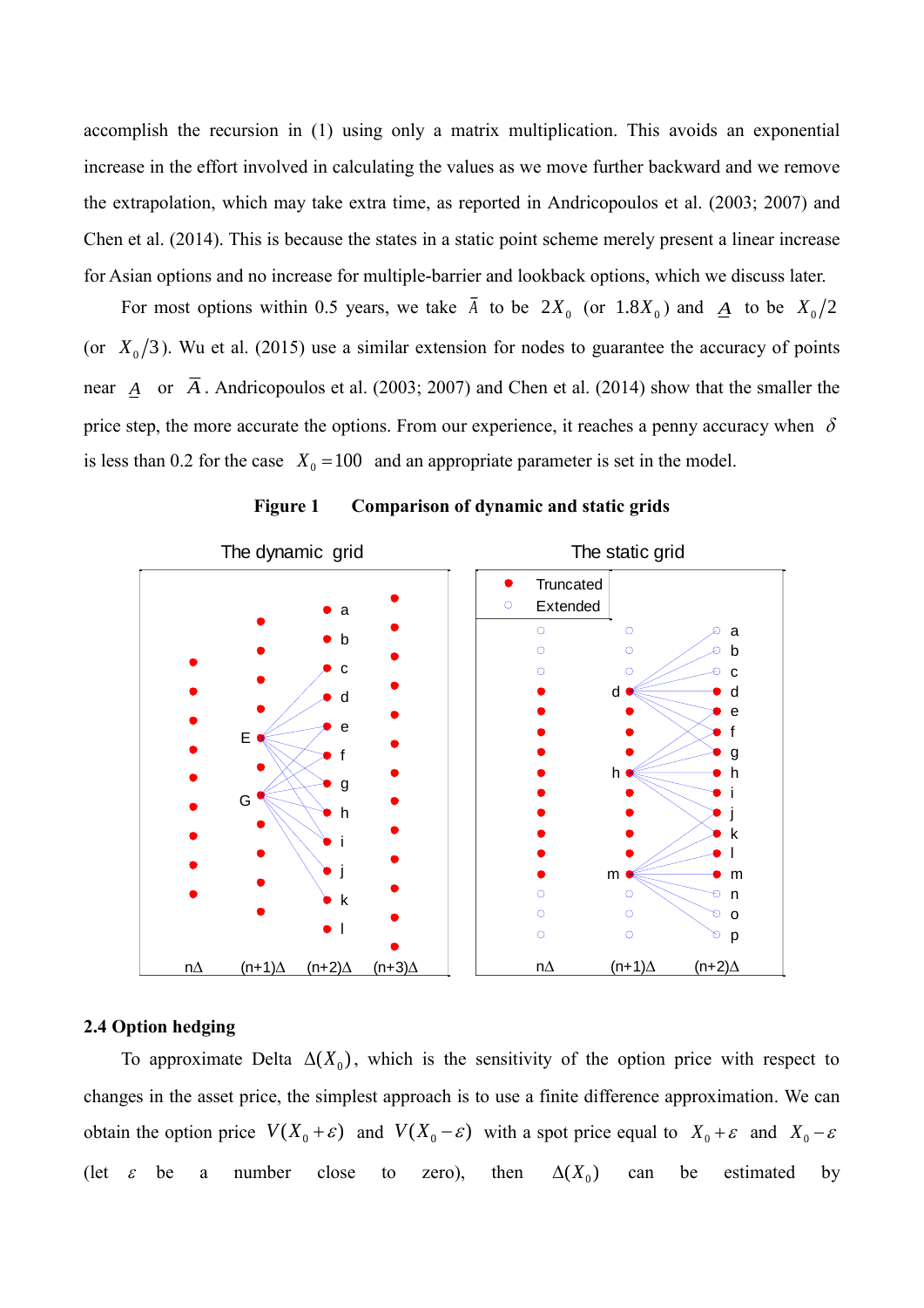accomplish the recursion in (1) using only a matrix multiplication. This avoids an exponential increase in the effort involved in calculating the values as we move further backward and we remove the extrapolation, which may take extra time, as reported in Andricopoulos et al. (2003; 2007) and Chen et al. (2014). This is because the states in a static point scheme merely present a linear increase for Asian options and no increase for multiple-barrier and lookback options, which we discuss later.

For most options within 0.5 years, we take $\bar{A}$ to be $2X_0$ (or $1.8X_0$) and $\underline{A}$ to be $X_0/2$ (or $X_0/3$). Wu et al. (2015) use a similar extension for nodes to guarantee the accuracy of points near $\underline{A}$ or $\bar{A}$. Andricopoulos et al. (2003; 2007) and Chen et al. (2014) show that the smaller the price step, the more accurate the options. From our experience, it reaches a penny accuracy when $\delta$ is less than 0.2 for the case $X_0 = 100$ and an appropriate parameter is set in the model.

**Figure 1 Comparison of dynamic and static grids**

## 2.4 Option hedging

To approximate Delta $\Delta(X_0)$, which is the sensitivity of the option price with respect to changes in the asset price, the simplest approach is to use a finite difference approximation. We can obtain the option price $V(X_0+\varepsilon)$ and $V(X_0-\varepsilon)$ with a spot price equal to $X_0+\varepsilon$ and $X_0-\varepsilon$ (let $\varepsilon$ be a number close to zero), then $\Delta(X_0)$ can be estimated by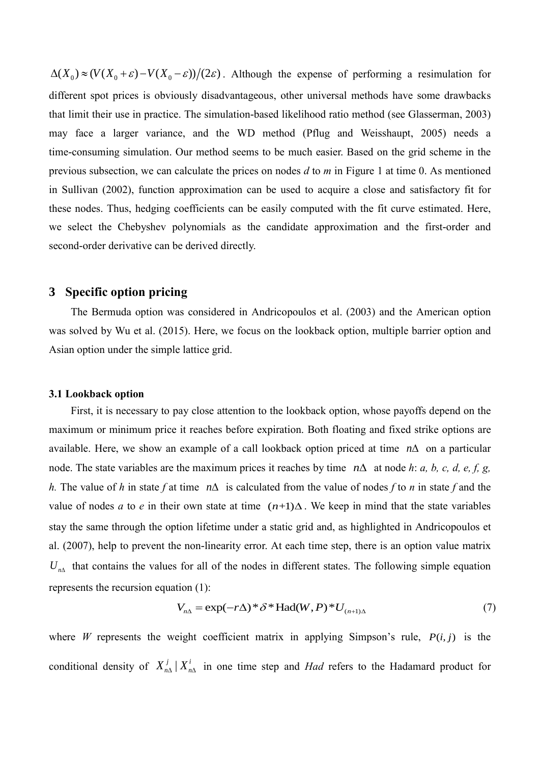$\Delta(X_0) \approx (V(X_0+\varepsilon) - V(X_0-\varepsilon))/(2\varepsilon)$. Although the expense of performing a resimulation for different spot prices is obviously disadvantageous, other universal methods have some drawbacks that limit their use in practice. The simulation-based likelihood ratio method (see Glasserman, 2003) may face a larger variance, and the WD method (Pflug and Weisshaupt, 2005) needs a time-consuming simulation. Our method seems to be much easier. Based on the grid scheme in the previous subsection, we can calculate the prices on nodes *d* to *m* in Figure 1 at time 0. As mentioned in Sullivan (2002), function approximation can be used to acquire a close and satisfactory fit for these nodes. Thus, hedging coefficients can be easily computed with the fit curve estimated. Here, we select the Chebyshev polynomials as the candidate approximation and the first-order and second-order derivative can be derived directly.

## 3 Specific option pricing

The Bermuda option was considered in Andricopoulos et al. (2003) and the American option was solved by Wu et al. (2015). Here, we focus on the lookback option, multiple barrier option and Asian option under the simple lattice grid.

### 3.1 Lookback option

First, it is necessary to pay close attention to the lookback option, whose payoffs depend on the maximum or minimum price it reaches before expiration. Both floating and fixed strike options are available. Here, we show an example of a call lookback option priced at time $n\Delta$ on a particular node. The state variables are the maximum prices it reaches by time $n\Delta$ at node *h*: *a, b, c, d, e, f, g, h.* The value of *h* in state *f* at time $n\Delta$ is calculated from the value of nodes *f* to *n* in state *f* and the value of nodes *a* to *e* in their own state at time $(n+1)\Delta$. We keep in mind that the state variables stay the same through the option lifetime under a static grid and, as highlighted in Andricopoulos et al. (2007), help to prevent the non-linearity error. At each time step, there is an option value matrix $U_{n\Delta}$ that contains the values for all of the nodes in different states. The following simple equation represents the recursion equation (1):

$$V_{n\Delta} = \exp(-r\Delta) * \delta * \text{Had}(W, P) * U_{(n+1)\Delta} \tag{7}$$

where *W* represents the weight coefficient matrix in applying Simpson's rule, $P(i, j)$ is the conditional density of $X_{n\Delta}^{j} \mid X_{n\Delta}^{i}$ in one time step and *Had* refers to the Hadamard product for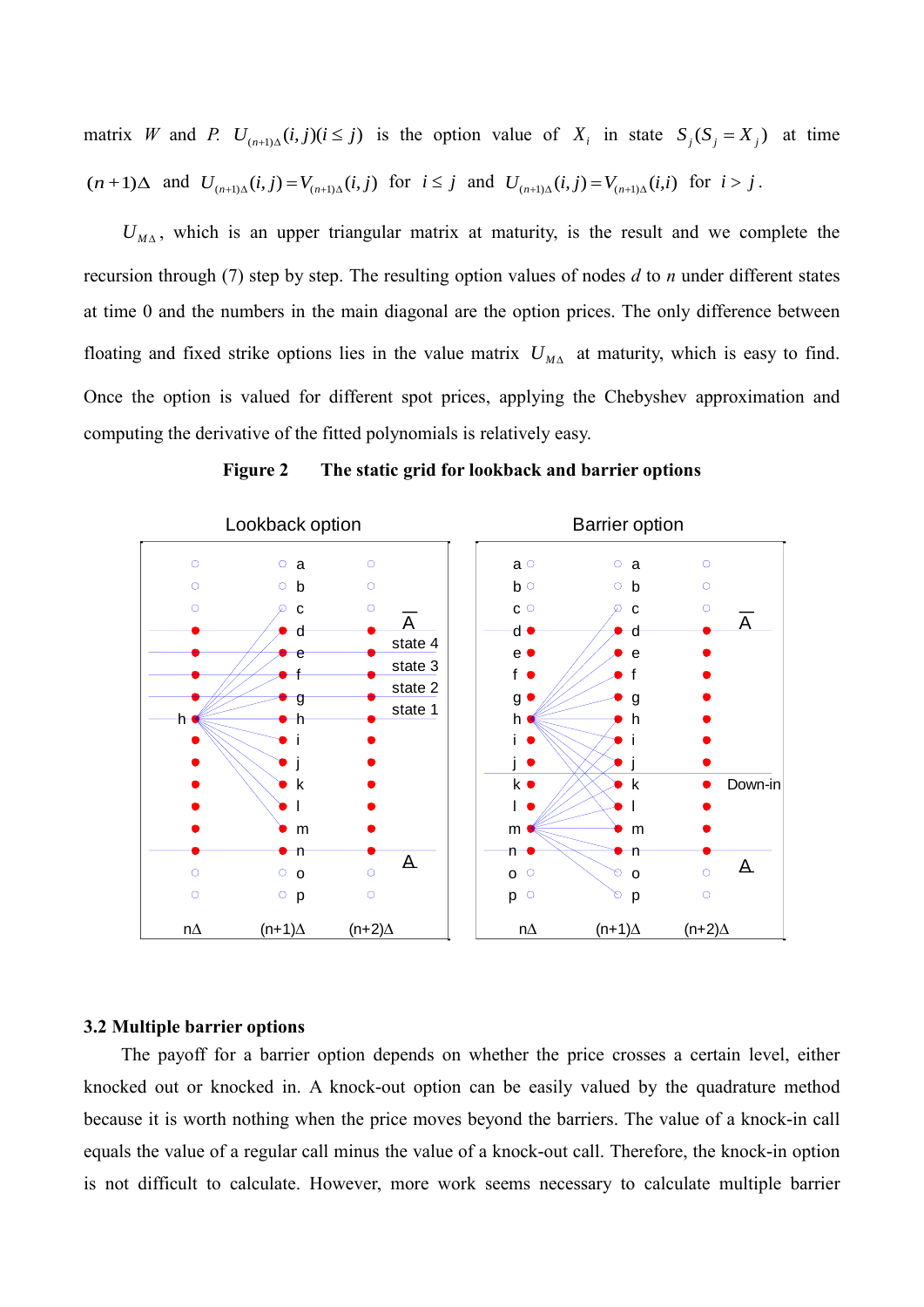matrix $W$ and $P$. $U_{(n+1)\Delta}(i,j)(i \le j)$ is the option value of $X_i$ in state $S_j(S_j = X_j)$ at time $(n+1)\Delta$ and $U_{(n+1)\Delta}(i,j) = V_{(n+1)\Delta}(i,j)$ for $i \le j$ and $U_{(n+1)\Delta}(i,j) = V_{(n+1)\Delta}(i,i)$ for $i > j$.

$U_{M\Delta}$, which is an upper triangular matrix at maturity, is the result and we complete the recursion through (7) step by step. The resulting option values of nodes $d$ to $n$ under different states at time 0 and the numbers in the main diagonal are the option prices. The only difference between floating and fixed strike options lies in the value matrix $U_{M\Delta}$ at maturity, which is easy to find. Once the option is valued for different spot prices, applying the Chebyshev approximation and computing the derivative of the fitted polynomials is relatively easy.

**Figure 2 The static grid for lookback and barrier options**

### 3.2 Multiple barrier options

The payoff for a barrier option depends on whether the price crosses a certain level, either knocked out or knocked in. A knock-out option can be easily valued by the quadrature method because it is worth nothing when the price moves beyond the barriers. The value of a knock-in call equals the value of a regular call minus the value of a knock-out call. Therefore, the knock-in option is not difficult to calculate. However, more work seems necessary to calculate multiple barrier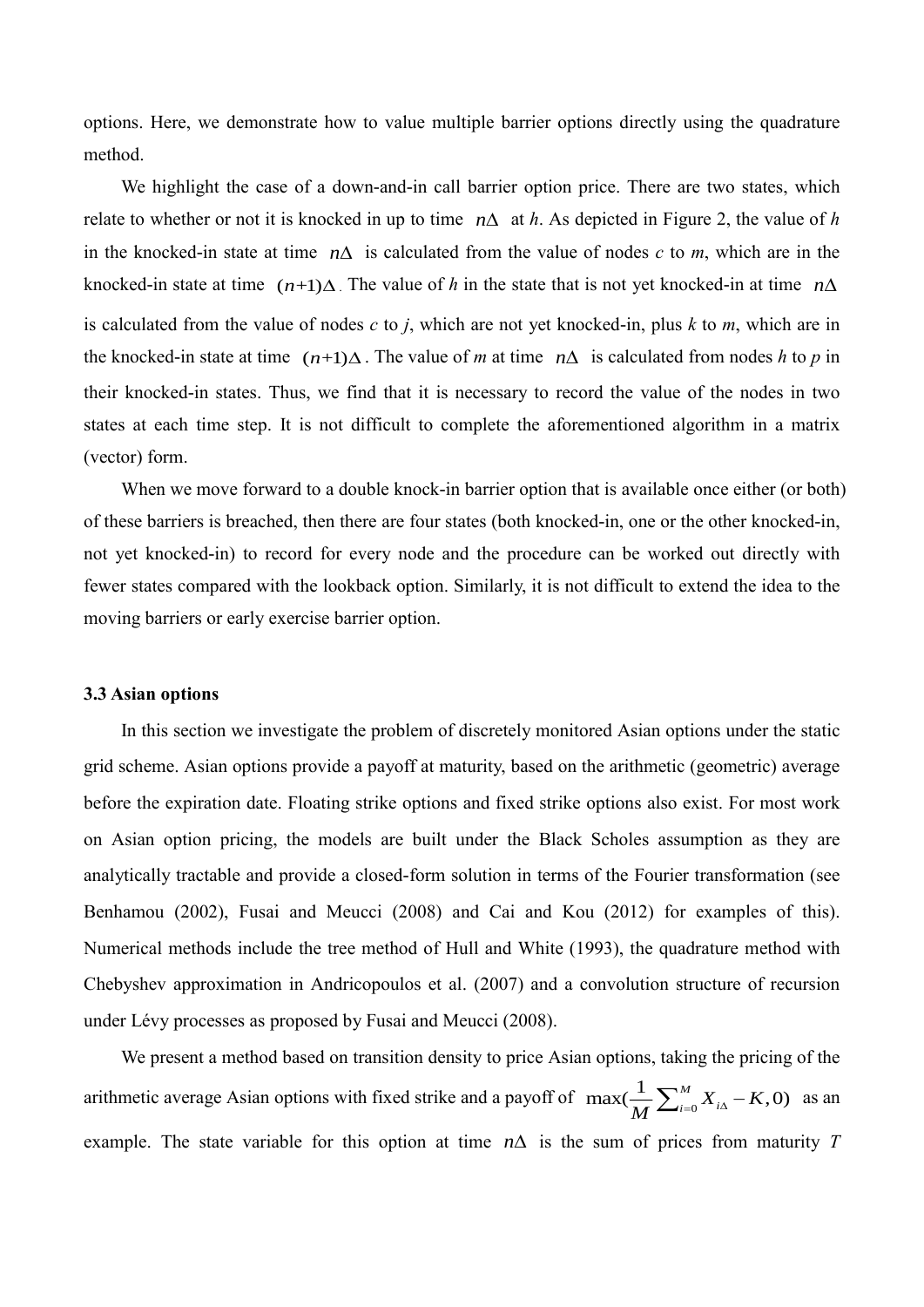options. Here, we demonstrate how to value multiple barrier options directly using the quadrature method.

We highlight the case of a down-and-in call barrier option price. There are two states, which relate to whether or not it is knocked in up to time $n\Delta$ at *h*. As depicted in Figure 2, the value of *h* in the knocked-in state at time $n\Delta$ is calculated from the value of nodes *c* to *m*, which are in the knocked-in state at time $(n+1)\Delta$. The value of *h* in the state that is not yet knocked-in at time $n\Delta$ is calculated from the value of nodes *c* to *j*, which are not yet knocked-in, plus *k* to *m*, which are in the knocked-in state at time $(n+1)\Delta$. The value of *m* at time $n\Delta$ is calculated from nodes *h* to *p* in their knocked-in states. Thus, we find that it is necessary to record the value of the nodes in two states at each time step. It is not difficult to complete the aforementioned algorithm in a matrix (vector) form.

When we move forward to a double knock-in barrier option that is available once either (or both) of these barriers is breached, then there are four states (both knocked-in, one or the other knocked-in, not yet knocked-in) to record for every node and the procedure can be worked out directly with fewer states compared with the lookback option. Similarly, it is not difficult to extend the idea to the moving barriers or early exercise barrier option.

### 3.3 Asian options

In this section we investigate the problem of discretely monitored Asian options under the static grid scheme. Asian options provide a payoff at maturity, based on the arithmetic (geometric) average before the expiration date. Floating strike options and fixed strike options also exist. For most work on Asian option pricing, the models are built under the Black Scholes assumption as they are analytically tractable and provide a closed-form solution in terms of the Fourier transformation (see Benhamou (2002), Fusai and Meucci (2008) and Cai and Kou (2012) for examples of this). Numerical methods include the tree method of Hull and White (1993), the quadrature method with Chebyshev approximation in Andricopoulos et al. (2007) and a convolution structure of recursion under Lévy processes as proposed by Fusai and Meucci (2008).

We present a method based on transition density to price Asian options, taking the pricing of the arithmetic average Asian options with fixed strike and a payoff of $\max(\frac{1}{M}\sum_{i=0}^{M} X_{i\Delta} - K, 0)$ as an example. The state variable for this option at time $n\Delta$ is the sum of prices from maturity *T*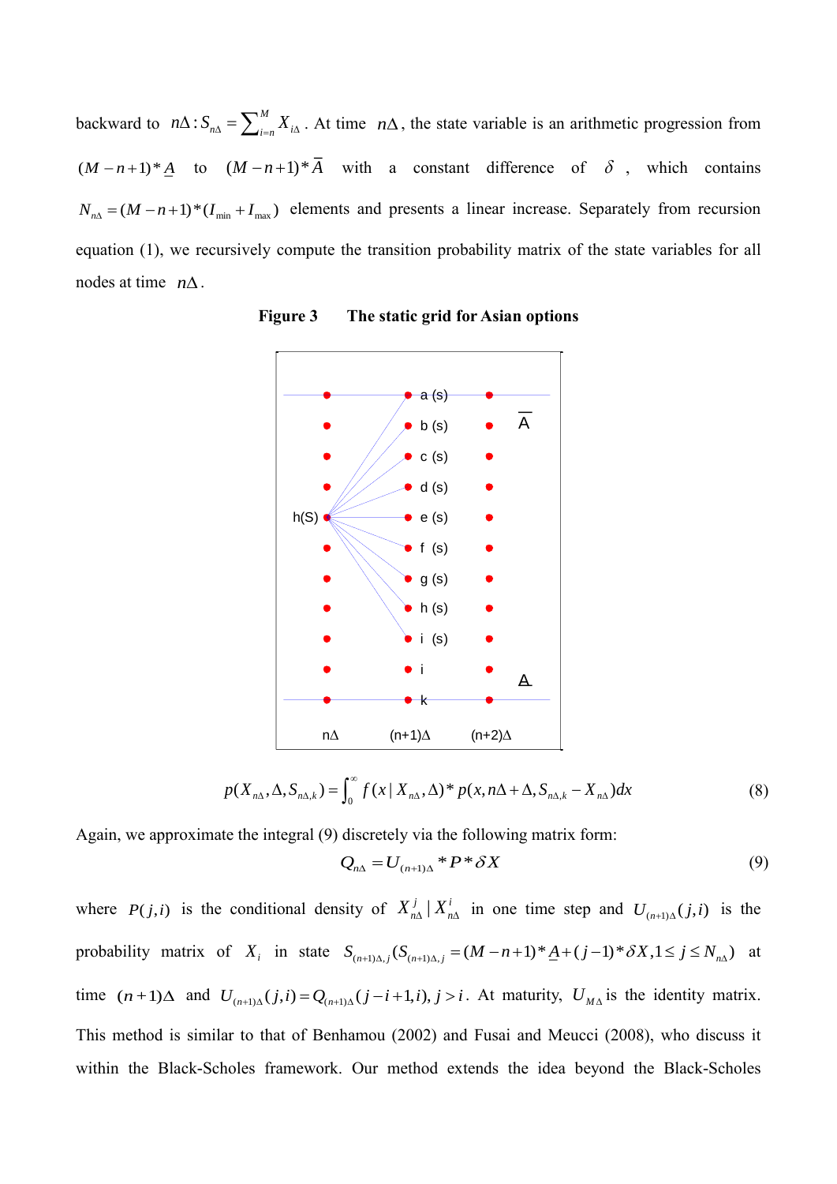backward to $n\Delta: S_{n\Delta} = \sum_{i=n}^{M} X_{i\Delta}$. At time $n\Delta$, the state variable is an arithmetic progression from $(M-n+1)*\underline{A}$ to $(M-n+1)*\overline{A}$ with a constant difference of $\delta$, which contains $N_{n\Delta} = (M-n+1)*(I_{\min}+I_{\max})$ elements and presents a linear increase. Separately from recursion equation (1), we recursively compute the transition probability matrix of the state variables for all nodes at time $n\Delta$.

**Figure 3 The static grid for Asian options**

$$p(X_{n\Delta}, \Delta, S_{n\Delta,k}) = \int_0^{\infty} f(x \mid X_{n\Delta}, \Delta) * p(x, n\Delta + \Delta, S_{n\Delta,k} - X_{n\Delta}) dx \tag{8}$$

Again, we approximate the integral (9) discretely via the following matrix form:

$$Q_{n\Delta} = U_{(n+1)\Delta} * P * \delta X \tag{9}$$

where $P(j,i)$ is the conditional density of $X_{n\Delta}^{j} \mid X_{n\Delta}^{i}$ in one time step and $U_{(n+1)\Delta}(j,i)$ is the probability matrix of $X_i$ in state $S_{(n+1)\Delta,j}(S_{(n+1)\Delta,j} = (M-n+1)*\underline{A} + (j-1)*\delta X, 1 \le j \le N_{n\Delta})$ at time $(n+1)\Delta$ and $U_{(n+1)\Delta}(j,i) = Q_{(n+1)\Delta}(j-i+1,i), j > i$. At maturity, $U_{M\Delta}$ is the identity matrix. This method is similar to that of Benhamou (2002) and Fusai and Meucci (2008), who discuss it within the Black-Scholes framework. Our method extends the idea beyond the Black-Scholes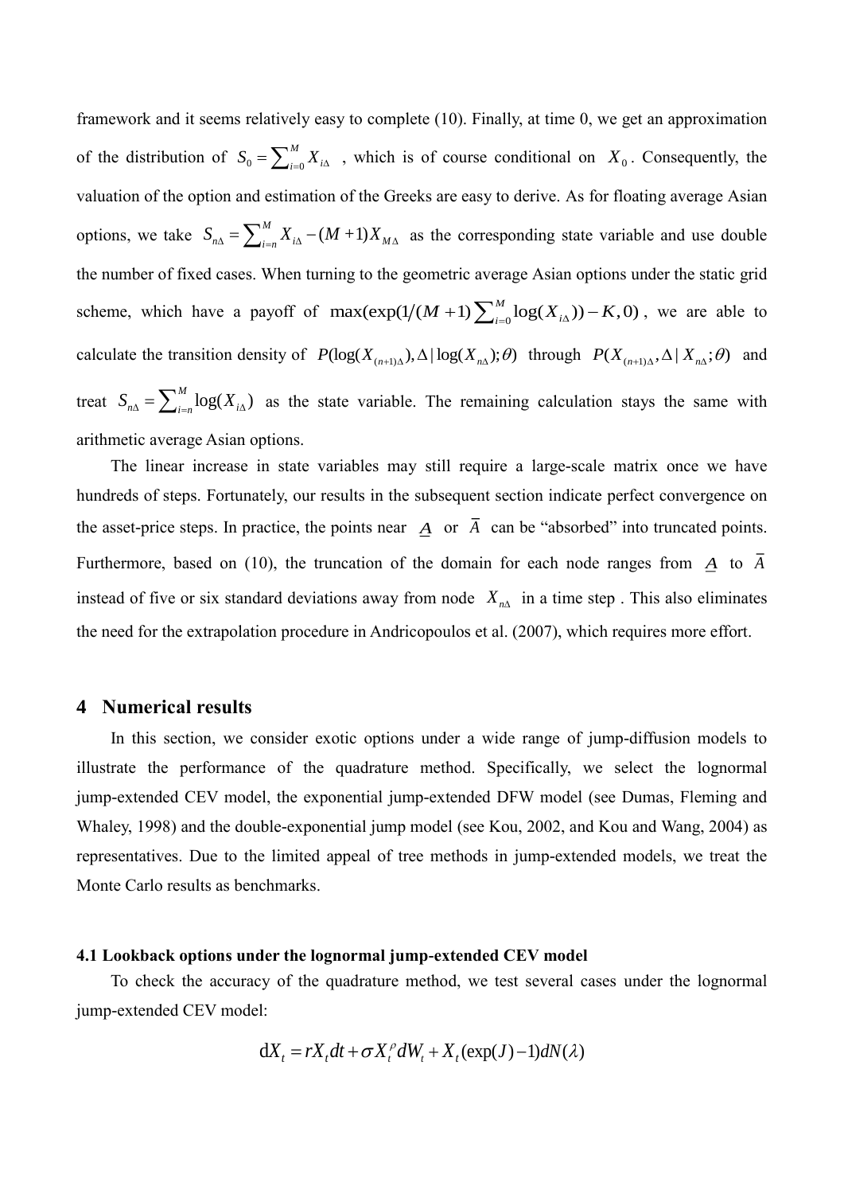framework and it seems relatively easy to complete (10). Finally, at time 0, we get an approximation of the distribution of $S_0 = \sum_{i=0}^{M} X_{i\Delta}$ , which is of course conditional on $X_0$. Consequently, the valuation of the option and estimation of the Greeks are easy to derive. As for floating average Asian options, we take $S_{n\Delta} = \sum_{i=n}^{M} X_{i\Delta} - (M+1)X_{M\Delta}$ as the corresponding state variable and use double the number of fixed cases. When turning to the geometric average Asian options under the static grid scheme, which have a payoff of $\max(\exp(1/(M+1)\sum_{i=0}^{M} \log(X_{i\Delta})) - K, 0)$, we are able to calculate the transition density of $P(\log(X_{(n+1)\Delta}), \Delta \,|\, \log(X_{n\Delta}); \theta)$ through $P(X_{(n+1)\Delta}, \Delta \,|\, X_{n\Delta}; \theta)$ and treat $S_{n\Delta} = \sum_{i=n}^{M} \log(X_{i\Delta})$ as the state variable. The remaining calculation stays the same with arithmetic average Asian options.

The linear increase in state variables may still require a large-scale matrix once we have hundreds of steps. Fortunately, our results in the subsequent section indicate perfect convergence on the asset-price steps. In practice, the points near $\underline{A}$ or $\bar{A}$ can be “absorbed” into truncated points. Furthermore, based on (10), the truncation of the domain for each node ranges from $\underline{A}$ to $\bar{A}$ instead of five or six standard deviations away from node $X_{n\Delta}$ in a time step . This also eliminates the need for the extrapolation procedure in Andricopoulos et al. (2007), which requires more effort.

## 4 Numerical results

In this section, we consider exotic options under a wide range of jump-diffusion models to illustrate the performance of the quadrature method. Specifically, we select the lognormal jump-extended CEV model, the exponential jump-extended DFW model (see Dumas, Fleming and Whaley, 1998) and the double-exponential jump model (see Kou, 2002, and Kou and Wang, 2004) as representatives. Due to the limited appeal of tree methods in jump-extended models, we treat the Monte Carlo results as benchmarks.

### 4.1 Lookback options under the lognormal jump-extended CEV model

To check the accuracy of the quadrature method, we test several cases under the lognormal jump-extended CEV model:

$$\mathrm{d}X_t = rX_t dt + \sigma X_t^{\rho} dW_t + X_t(\exp(J)-1)dN(\lambda)$$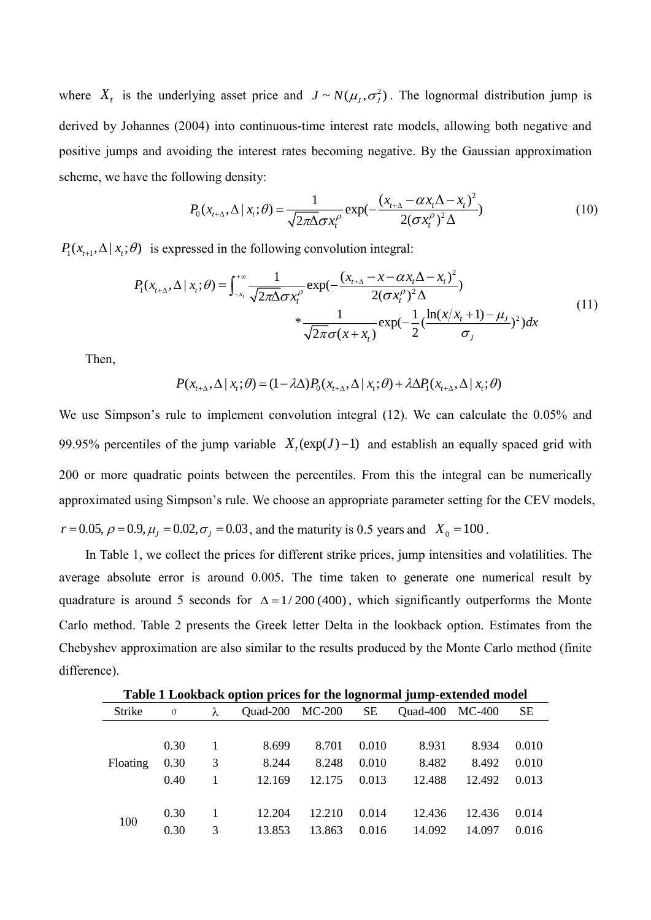where $X_t$ is the underlying asset price and $J \sim N(\mu_J, \sigma_J^2)$. The lognormal distribution jump is derived by Johannes (2004) into continuous-time interest rate models, allowing both negative and positive jumps and avoiding the interest rates becoming negative. By the Gaussian approximation scheme, we have the following density:

$$P_0(x_{t+\Delta}, \Delta \mid x_t; \theta) = \frac{1}{\sqrt{2\pi\Delta}\sigma x_t^{\rho}} \exp\left(-\frac{(x_{t+\Delta} - \alpha x_t \Delta - x_t)^2}{2(\sigma x_t^{\rho})^2 \Delta}\right) \tag{10}$$

$P_1(x_{t+1}, \Delta \mid x_t; \theta)$ is expressed in the following convolution integral:

$$\begin{aligned} P_1(x_{t+\Delta}, \Delta \mid x_t; \theta) = \int_{-x_t}^{+\infty} & \frac{1}{\sqrt{2\pi\Delta}\sigma x_t^{\rho}} \exp\left(-\frac{(x_{t+\Delta} - x - \alpha x_t \Delta - x_t)^2}{2(\sigma x_t^{\rho})^2 \Delta}\right) \\ & * \frac{1}{\sqrt{2\pi}\sigma(x + x_t)} \exp\left(-\frac{1}{2}\left(\frac{\ln(x/x_t + 1) - \mu_J}{\sigma_J}\right)^2\right) dx \end{aligned} \tag{11}$$

Then,

$$P(x_{t+\Delta}, \Delta \mid x_t; \theta) = (1 - \lambda\Delta) P_0(x_{t+\Delta}, \Delta \mid x_t; \theta) + \lambda\Delta P_1(x_{t+\Delta}, \Delta \mid x_t; \theta)$$

We use Simpson's rule to implement convolution integral (12). We can calculate the 0.05% and 99.95% percentiles of the jump variable $X_t(\exp(J) - 1)$ and establish an equally spaced grid with 200 or more quadratic points between the percentiles. From this the integral can be numerically approximated using Simpson's rule. We choose an appropriate parameter setting for the CEV models, $r = 0.05, \rho = 0.9, \mu_J = 0.02, \sigma_J = 0.03$, and the maturity is 0.5 years and $X_0 = 100$.

In Table 1, we collect the prices for different strike prices, jump intensities and volatilities. The average absolute error is around 0.005. The time taken to generate one numerical result by quadrature is around 5 seconds for $\Delta = 1/200\,(400)$, which significantly outperforms the Monte Carlo method. Table 2 presents the Greek letter Delta in the lookback option. Estimates from the Chebyshev approximation are also similar to the results produced by the Monte Carlo method (finite difference).

**Table 1 Lookback option prices for the lognormal jump-extended model**

| Strike | σ | λ | Quad-200 | MC-200 | SE | Quad-400 | MC-400 | SE |
|---|---|---|---|---|---|---|---|---|
| Floating | 0.30 | 1 | 8.699 | 8.701 | 0.010 | 8.931 | 8.934 | 0.010 |
| | 0.30 | 3 | 8.244 | 8.248 | 0.010 | 8.482 | 8.492 | 0.010 |
| | 0.40 | 1 | 12.169 | 12.175 | 0.013 | 12.488 | 12.492 | 0.013 |
| 100 | 0.30 | 1 | 12.204 | 12.210 | 0.014 | 12.436 | 12.436 | 0.014 |
| | 0.30 | 3 | 13.853 | 13.863 | 0.016 | 14.092 | 14.097 | 0.016 |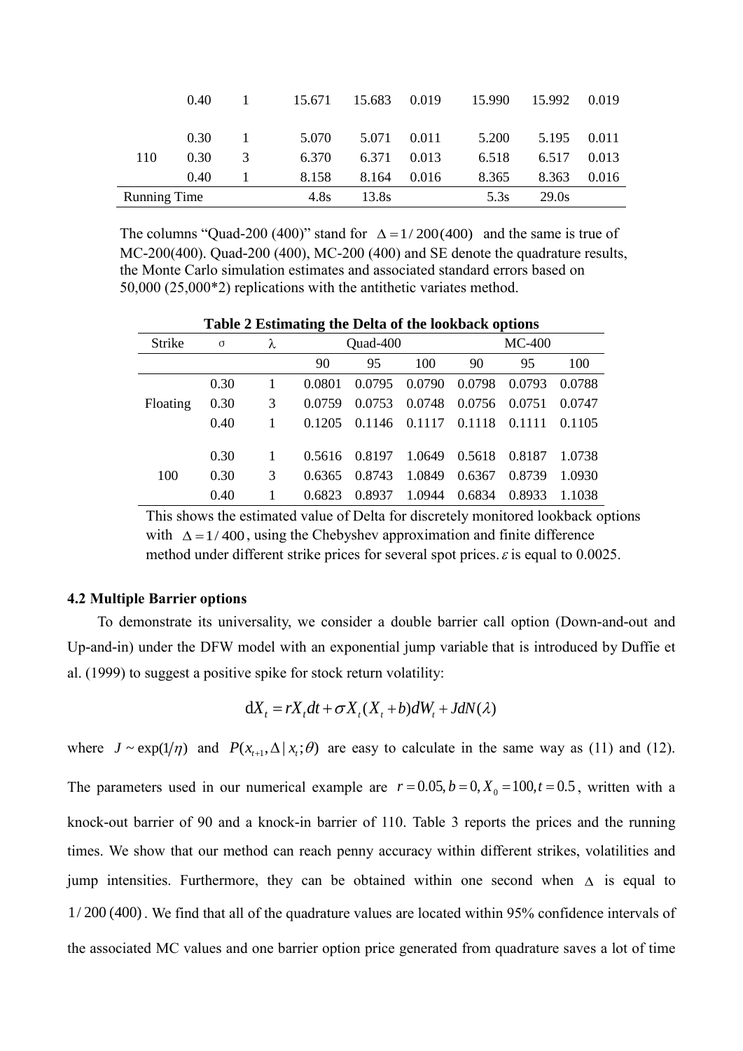| | σ | λ | | | | | | |
|---|---|---|---|---|---|---|---|---|
| | 0.40 | 1 | 15.671 | 15.683 | 0.019 | 15.990 | 15.992 | 0.019 |
| | 0.30 | 1 | 5.070 | 5.071 | 0.011 | 5.200 | 5.195 | 0.011 |
| 110 | 0.30 | 3 | 6.370 | 6.371 | 0.013 | 6.518 | 6.517 | 0.013 |
| | 0.40 | 1 | 8.158 | 8.164 | 0.016 | 8.365 | 8.363 | 0.016 |
| Running Time | | | 4.8s | 13.8s | | 5.3s | 29.0s | |

The columns "Quad-200 (400)" stand for $\Delta = 1/200(400)$ and the same is true of MC-200(400). Quad-200 (400), MC-200 (400) and SE denote the quadrature results, the Monte Carlo simulation estimates and associated standard errors based on 50,000 (25,000*2) replications with the antithetic variates method.

**Table 2 Estimating the Delta of the lookback options**

| Strike | σ | λ | Quad-400 | | | MC-400 | | |
|---|---|---|---|---|---|---|---|---|
| | | | 90 | 95 | 100 | 90 | 95 | 100 |
| | 0.30 | 1 | 0.0801 | 0.0795 | 0.0790 | 0.0798 | 0.0793 | 0.0788 |
| Floating | 0.30 | 3 | 0.0759 | 0.0753 | 0.0748 | 0.0756 | 0.0751 | 0.0747 |
| | 0.40 | 1 | 0.1205 | 0.1146 | 0.1117 | 0.1118 | 0.1111 | 0.1105 |
| | 0.30 | 1 | 0.5616 | 0.8197 | 1.0649 | 0.5618 | 0.8187 | 1.0738 |
| 100 | 0.30 | 3 | 0.6365 | 0.8743 | 1.0849 | 0.6367 | 0.8739 | 1.0930 |
| | 0.40 | 1 | 0.6823 | 0.8937 | 1.0944 | 0.6834 | 0.8933 | 1.1038 |

This shows the estimated value of Delta for discretely monitored lookback options with $\Delta = 1/400$, using the Chebyshev approximation and finite difference method under different strike prices for several spot prices. $\varepsilon$ is equal to 0.0025.

### 4.2 Multiple Barrier options

To demonstrate its universality, we consider a double barrier call option (Down-and-out and Up-and-in) under the DFW model with an exponential jump variable that is introduced by Duffie et al. (1999) to suggest a positive spike for stock return volatility:

$$\mathrm{d}X_t = rX_t dt + \sigma X_t (X_t + b) dW_t + JdN(\lambda)$$

where $J \sim \exp(1/\eta)$ and $P(x_{t+1}, \Delta \mid x_t; \theta)$ are easy to calculate in the same way as (11) and (12). The parameters used in our numerical example are $r = 0.05, b = 0, X_0 = 100, t = 0.5$, written with a knock-out barrier of 90 and a knock-in barrier of 110. Table 3 reports the prices and the running times. We show that our method can reach penny accuracy within different strikes, volatilities and jump intensities. Furthermore, they can be obtained within one second when $\Delta$ is equal to $1/200\,(400)$. We find that all of the quadrature values are located within 95% confidence intervals of the associated MC values and one barrier option price generated from quadrature saves a lot of time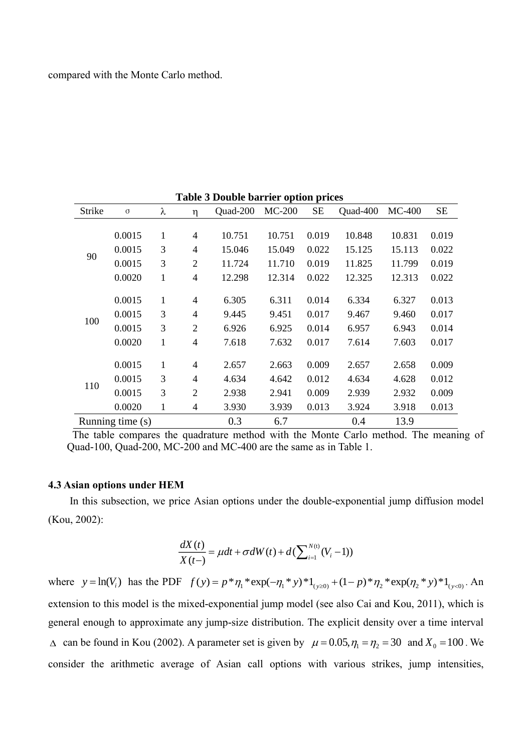compared with the Monte Carlo method.

**Table 3 Double barrier option prices**

| Strike | σ | λ | η | Quad-200 | MC-200 | SE | Quad-400 | MC-400 | SE |
|---|---|---|---|---|---|---|---|---|---|
| 90 | 0.0015 | 1 | 4 | 10.751 | 10.751 | 0.019 | 10.848 | 10.831 | 0.019 |
| | 0.0015 | 3 | 4 | 15.046 | 15.049 | 0.022 | 15.125 | 15.113 | 0.022 |
| | 0.0015 | 3 | 2 | 11.724 | 11.710 | 0.019 | 11.825 | 11.799 | 0.019 |
| | 0.0020 | 1 | 4 | 12.298 | 12.314 | 0.022 | 12.325 | 12.313 | 0.022 |
| 100 | 0.0015 | 1 | 4 | 6.305 | 6.311 | 0.014 | 6.334 | 6.327 | 0.013 |
| | 0.0015 | 3 | 4 | 9.445 | 9.451 | 0.017 | 9.467 | 9.460 | 0.017 |
| | 0.0015 | 3 | 2 | 6.926 | 6.925 | 0.014 | 6.957 | 6.943 | 0.014 |
| | 0.0020 | 1 | 4 | 7.618 | 7.632 | 0.017 | 7.614 | 7.603 | 0.017 |
| 110 | 0.0015 | 1 | 4 | 2.657 | 2.663 | 0.009 | 2.657 | 2.658 | 0.009 |
| | 0.0015 | 3 | 4 | 4.634 | 4.642 | 0.012 | 4.634 | 4.628 | 0.012 |
| | 0.0015 | 3 | 2 | 2.938 | 2.941 | 0.009 | 2.939 | 2.932 | 0.009 |
| | 0.0020 | 1 | 4 | 3.930 | 3.939 | 0.013 | 3.924 | 3.918 | 0.013 |
| Running time (s) | | | | 0.3 | 6.7 | | 0.4 | 13.9 | |

The table compares the quadrature method with the Monte Carlo method. The meaning of Quad-100, Quad-200, MC-200 and MC-400 are the same as in Table 1.

### 4.3 Asian options under HEM

In this subsection, we price Asian options under the double-exponential jump diffusion model (Kou, 2002):

$$\frac{dX(t)}{X(t-)} = \mu dt + \sigma dW(t) + d\left(\sum_{i=1}^{N(t)} (V_i - 1)\right)$$

where $y = \ln(V_i)$ has the PDF $f(y) = p*\eta_1*\exp(-\eta_1*y)*1_{(y\geq 0)} + (1-p)*\eta_2*\exp(\eta_2*y)*1_{(y<0)}$. An extension to this model is the mixed-exponential jump model (see also Cai and Kou, 2011), which is general enough to approximate any jump-size distribution. The explicit density over a time interval $\Delta$ can be found in Kou (2002). A parameter set is given by $\mu = 0.05, \eta_1 = \eta_2 = 30$ and $X_0 = 100$. We consider the arithmetic average of Asian call options with various strikes, jump intensities,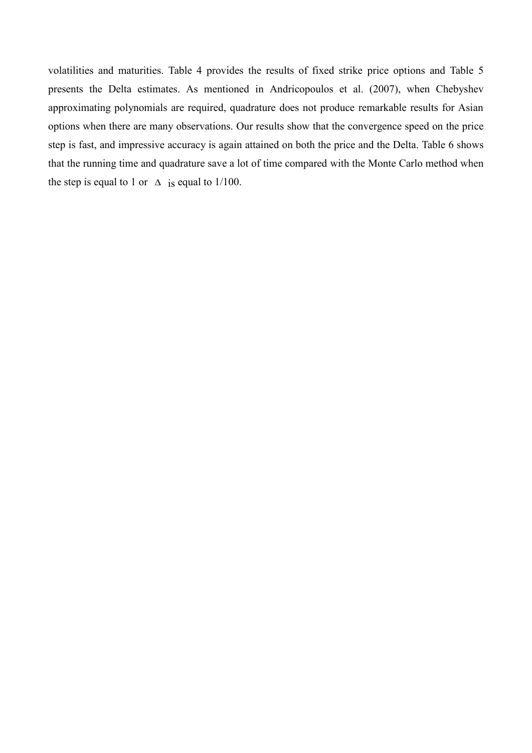volatilities and maturities. Table 4 provides the results of fixed strike price options and Table 5 presents the Delta estimates. As mentioned in Andricopoulos et al. (2007), when Chebyshev approximating polynomials are required, quadrature does not produce remarkable results for Asian options when there are many observations. Our results show that the convergence speed on the price step is fast, and impressive accuracy is again attained on both the price and the Delta. Table 6 shows that the running time and quadrature save a lot of time compared with the Monte Carlo method when the step is equal to 1 or $\Delta$ is equal to 1/100.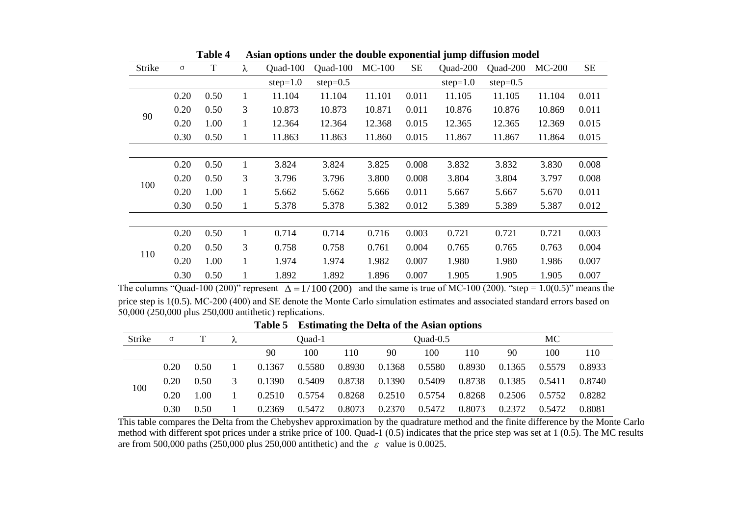**Table 4 Asian options under the double exponential jump diffusion model**

| Strike | σ | T | λ | Quad-100 step=1.0 | Quad-100 step=0.5 | MC-100 | SE | Quad-200 step=1.0 | Quad-200 step=0.5 | MC-200 | SE |
|---|---|---|---|---|---|---|---|---|---|---|---|
| 90 | 0.20 | 0.50 | 1 | 11.104 | 11.104 | 11.101 | 0.011 | 11.105 | 11.105 | 11.104 | 0.011 |
| | 0.20 | 0.50 | 3 | 10.873 | 10.873 | 10.871 | 0.011 | 10.876 | 10.876 | 10.869 | 0.011 |
| | 0.20 | 1.00 | 1 | 12.364 | 12.364 | 12.368 | 0.015 | 12.365 | 12.365 | 12.369 | 0.015 |
| | 0.30 | 0.50 | 1 | 11.863 | 11.863 | 11.860 | 0.015 | 11.867 | 11.867 | 11.864 | 0.015 |
| 100 | 0.20 | 0.50 | 1 | 3.824 | 3.824 | 3.825 | 0.008 | 3.832 | 3.832 | 3.830 | 0.008 |
| | 0.20 | 0.50 | 3 | 3.796 | 3.796 | 3.800 | 0.008 | 3.804 | 3.804 | 3.797 | 0.008 |
| | 0.20 | 1.00 | 1 | 5.662 | 5.662 | 5.666 | 0.011 | 5.667 | 5.667 | 5.670 | 0.011 |
| | 0.30 | 0.50 | 1 | 5.378 | 5.378 | 5.382 | 0.012 | 5.389 | 5.389 | 5.387 | 0.012 |
| 110 | 0.20 | 0.50 | 1 | 0.714 | 0.714 | 0.716 | 0.003 | 0.721 | 0.721 | 0.721 | 0.003 |
| | 0.20 | 0.50 | 3 | 0.758 | 0.758 | 0.761 | 0.004 | 0.765 | 0.765 | 0.763 | 0.004 |
| | 0.20 | 1.00 | 1 | 1.974 | 1.974 | 1.982 | 0.007 | 1.980 | 1.980 | 1.986 | 0.007 |
| | 0.30 | 0.50 | 1 | 1.892 | 1.892 | 1.896 | 0.007 | 1.905 | 1.905 | 1.905 | 0.007 |

The columns "Quad-100 (200)" represent $\Delta = 1/100\,(200)$ and the same is true of MC-100 (200). "step = 1.0(0.5)" means the price step is 1(0.5). MC-200 (400) and SE denote the Monte Carlo simulation estimates and associated standard errors based on 50,000 (250,000 plus 250,000 antithetic) replications.

**Table 5 Estimating the Delta of the Asian options**

| Strike | σ | T | λ | Quad-1 | | | Quad-0.5 | | | MC | | |
|---|---|---|---|---|---|---|---|---|---|---|---|---|
| | | | | 90 | 100 | 110 | 90 | 100 | 110 | 90 | 100 | 110 |
| 100 | 0.20 | 0.50 | 1 | 0.1367 | 0.5580 | 0.8930 | 0.1368 | 0.5580 | 0.8930 | 0.1365 | 0.5579 | 0.8933 |
| | 0.20 | 0.50 | 3 | 0.1390 | 0.5409 | 0.8738 | 0.1390 | 0.5409 | 0.8738 | 0.1385 | 0.5411 | 0.8740 |
| | 0.20 | 1.00 | 1 | 0.2510 | 0.5754 | 0.8268 | 0.2510 | 0.5754 | 0.8268 | 0.2506 | 0.5752 | 0.8282 |
| | 0.30 | 0.50 | 1 | 0.2369 | 0.5472 | 0.8073 | 0.2370 | 0.5472 | 0.8073 | 0.2372 | 0.5472 | 0.8081 |

This table compares the Delta from the Chebyshev approximation by the quadrature method and the finite difference by the Monte Carlo method with different spot prices under a strike price of 100. Quad-1 (0.5) indicates that the price step was set at 1 (0.5). The MC results are from 500,000 paths (250,000 plus 250,000 antithetic) and the $\varepsilon$ value is 0.0025.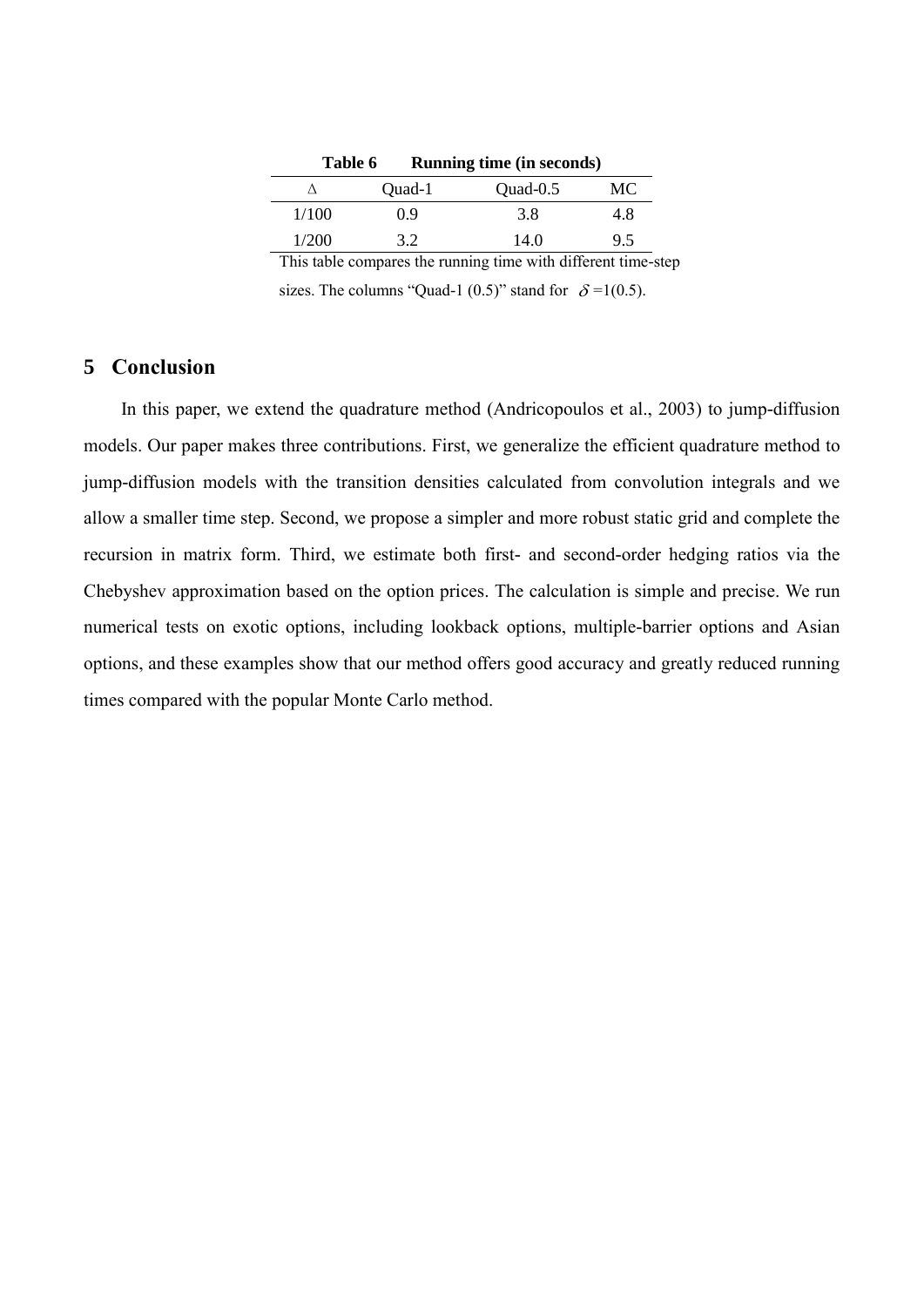**Table 6 Running time (in seconds)**

| $\Delta$ | Quad-1 | Quad-0.5 | MC |
|---|---|---|---|
| 1/100 | 0.9 | 3.8 | 4.8 |
| 1/200 | 3.2 | 14.0 | 9.5 |

This table compares the running time with different time-step sizes. The columns "Quad-1 (0.5)" stand for $\delta$ =1(0.5).

## 5 Conclusion

In this paper, we extend the quadrature method (Andricopoulos et al., 2003) to jump-diffusion models. Our paper makes three contributions. First, we generalize the efficient quadrature method to jump-diffusion models with the transition densities calculated from convolution integrals and we allow a smaller time step. Second, we propose a simpler and more robust static grid and complete the recursion in matrix form. Third, we estimate both first- and second-order hedging ratios via the Chebyshev approximation based on the option prices. The calculation is simple and precise. We run numerical tests on exotic options, including lookback options, multiple-barrier options and Asian options, and these examples show that our method offers good accuracy and greatly reduced running times compared with the popular Monte Carlo method.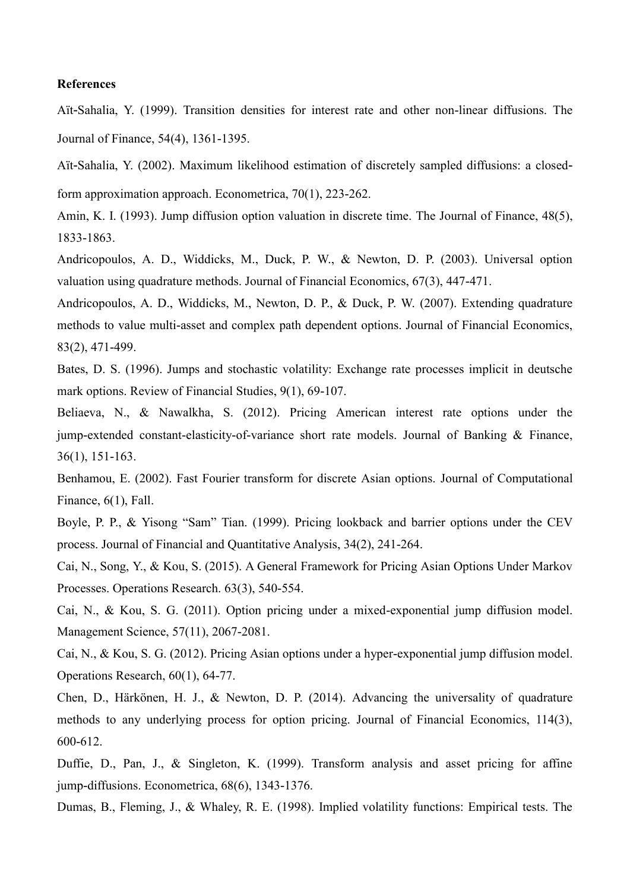**References**

Aït-Sahalia, Y. (1999). Transition densities for interest rate and other non-linear diffusions. The Journal of Finance, 54(4), 1361-1395.

Aït-Sahalia, Y. (2002). Maximum likelihood estimation of discretely sampled diffusions: a closed-form approximation approach. Econometrica, 70(1), 223-262.

Amin, K. I. (1993). Jump diffusion option valuation in discrete time. The Journal of Finance, 48(5), 1833-1863.

Andricopoulos, A. D., Widdicks, M., Duck, P. W., & Newton, D. P. (2003). Universal option valuation using quadrature methods. Journal of Financial Economics, 67(3), 447-471.

Andricopoulos, A. D., Widdicks, M., Newton, D. P., & Duck, P. W. (2007). Extending quadrature methods to value multi-asset and complex path dependent options. Journal of Financial Economics, 83(2), 471-499.

Bates, D. S. (1996). Jumps and stochastic volatility: Exchange rate processes implicit in deutsche mark options. Review of Financial Studies, 9(1), 69-107.

Beliaeva, N., & Nawalkha, S. (2012). Pricing American interest rate options under the jump-extended constant-elasticity-of-variance short rate models. Journal of Banking & Finance, 36(1), 151-163.

Benhamou, E. (2002). Fast Fourier transform for discrete Asian options. Journal of Computational Finance, 6(1), Fall.

Boyle, P. P., & Yisong "Sam" Tian. (1999). Pricing lookback and barrier options under the CEV process. Journal of Financial and Quantitative Analysis, 34(2), 241-264.

Cai, N., Song, Y., & Kou, S. (2015). A General Framework for Pricing Asian Options Under Markov Processes. Operations Research. 63(3), 540-554.

Cai, N., & Kou, S. G. (2011). Option pricing under a mixed-exponential jump diffusion model. Management Science, 57(11), 2067-2081.

Cai, N., & Kou, S. G. (2012). Pricing Asian options under a hyper-exponential jump diffusion model. Operations Research, 60(1), 64-77.

Chen, D., Härkönen, H. J., & Newton, D. P. (2014). Advancing the universality of quadrature methods to any underlying process for option pricing. Journal of Financial Economics, 114(3), 600-612.

Duffie, D., Pan, J., & Singleton, K. (1999). Transform analysis and asset pricing for affine jump-diffusions. Econometrica, 68(6), 1343-1376.

Dumas, B., Fleming, J., & Whaley, R. E. (1998). Implied volatility functions: Empirical tests. The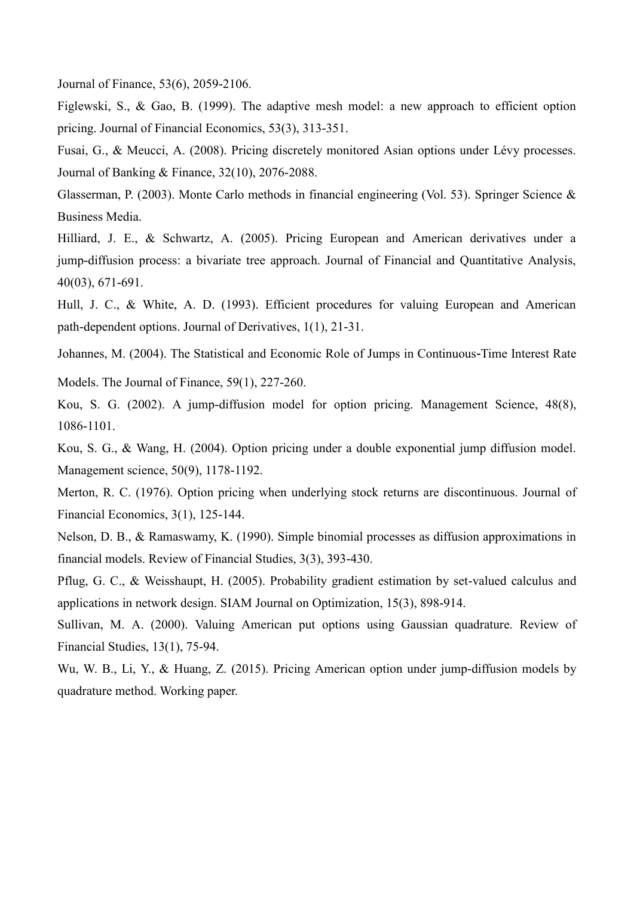Journal of Finance, 53(6), 2059-2106.

Figlewski, S., & Gao, B. (1999). The adaptive mesh model: a new approach to efficient option pricing. Journal of Financial Economics, 53(3), 313-351.

Fusai, G., & Meucci, A. (2008). Pricing discretely monitored Asian options under Lévy processes. Journal of Banking & Finance, 32(10), 2076-2088.

Glasserman, P. (2003). Monte Carlo methods in financial engineering (Vol. 53). Springer Science & Business Media.

Hilliard, J. E., & Schwartz, A. (2005). Pricing European and American derivatives under a jump-diffusion process: a bivariate tree approach. Journal of Financial and Quantitative Analysis, 40(03), 671-691.

Hull, J. C., & White, A. D. (1993). Efficient procedures for valuing European and American path-dependent options. Journal of Derivatives, 1(1), 21-31.

Johannes, M. (2004). The Statistical and Economic Role of Jumps in Continuous-Time Interest Rate Models. The Journal of Finance, 59(1), 227-260.

Kou, S. G. (2002). A jump-diffusion model for option pricing. Management Science, 48(8), 1086-1101.

Kou, S. G., & Wang, H. (2004). Option pricing under a double exponential jump diffusion model. Management science, 50(9), 1178-1192.

Merton, R. C. (1976). Option pricing when underlying stock returns are discontinuous. Journal of Financial Economics, 3(1), 125-144.

Nelson, D. B., & Ramaswamy, K. (1990). Simple binomial processes as diffusion approximations in financial models. Review of Financial Studies, 3(3), 393-430.

Pflug, G. C., & Weisshaupt, H. (2005). Probability gradient estimation by set-valued calculus and applications in network design. SIAM Journal on Optimization, 15(3), 898-914.

Sullivan, M. A. (2000). Valuing American put options using Gaussian quadrature. Review of Financial Studies, 13(1), 75-94.

Wu, W. B., Li, Y., & Huang, Z. (2015). Pricing American option under jump-diffusion models by quadrature method. Working paper.